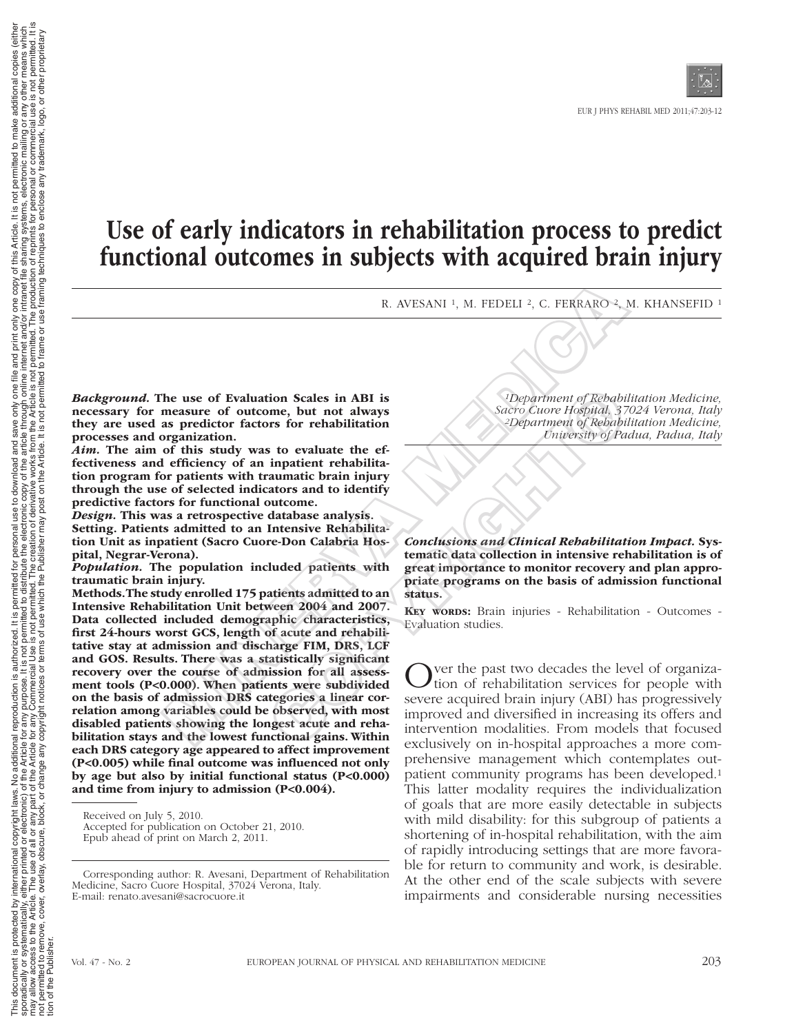# Use of early indicators in rehabilitation process to predict functional outcomes in subjects with acquired brain injury

R. AVESANI [1], M. FEDELI [2], C. FERRARO [2], M. KHANSEFID [1]

*[1]Department of Rehabilitation Medicine, Sacro Cuore Hospital, 37024 Verona, Italy*
*[2]Department of Rehabilitation Medicine, University of Padua, Padua, Italy*

***Background.*** **The use of Evaluation Scales in ABI is necessary for measure of outcome, but not always they are used as predictor factors for rehabilitation processes and organization.**

***Aim.*** **The aim of this study was to evaluate the effectiveness and efficiency of an inpatient rehabilitation program for patients with traumatic brain injury through the use of selected indicators and to identify predictive factors for functional outcome.**

***Design.*** **This was a retrospective database analysis.**

**Setting. Patients admitted to an Intensive Rehabilitation Unit as inpatient (Sacro Cuore-Don Calabria Hospital, Negrar-Verona).**

***Population.*** **The population included patients with traumatic brain injury.**

**Methods. The study enrolled 175 patients admitted to an Intensive Rehabilitation Unit between 2004 and 2007. Data collected included demographic characteristics, first 24-hours worst GCS, length of acute and rehabilitative stay at admission and discharge FIM, DRS, LCF and GOS. Results. There was a statistically significant recovery over the course of admission for all assessment tools (P<0.000). When patients were subdivided on the basis of admission DRS categories a linear correlation among variables could be observed, with most disabled patients showing the longest acute and rehabilitation stays and the lowest functional gains. Within each DRS category age appeared to affect improvement (P<0.005) while final outcome was influenced not only by age but also by initial functional status (P<0.000) and time from injury to admission (P<0.004).**

***Conclusions and Clinical Rehabilitation Impact.*** **Systematic data collection in intensive rehabilitation is of great importance to monitor recovery and plan appropriate programs on the basis of admission functional status.**

**Key words:** Brain injuries - Rehabilitation - Outcomes - Evaluation studies.

Received on July 5, 2010.
Accepted for publication on October 21, 2010.
Epub ahead of print on March 2, 2011.

Corresponding author: R. Avesani, Department of Rehabilitation Medicine, Sacro Cuore Hospital, 37024 Verona, Italy.
E-mail: renato.avesani@sacrocuore.it

Over the past two decades the level of organization of rehabilitation services for people with severe acquired brain injury (ABI) has progressively improved and diversified in increasing its offers and intervention modalities. From models that focused exclusively on in-hospital approaches a more comprehensive management which contemplates outpatient community programs has been developed.[1] This latter modality requires the individualization of goals that are more easily detectable in subjects with mild disability: for this subgroup of patients a shortening of in-hospital rehabilitation, with the aim of rapidly introducing settings that are more favorable for return to community and work, is desirable. At the other end of the scale subjects with severe impairments and considerable nursing necessities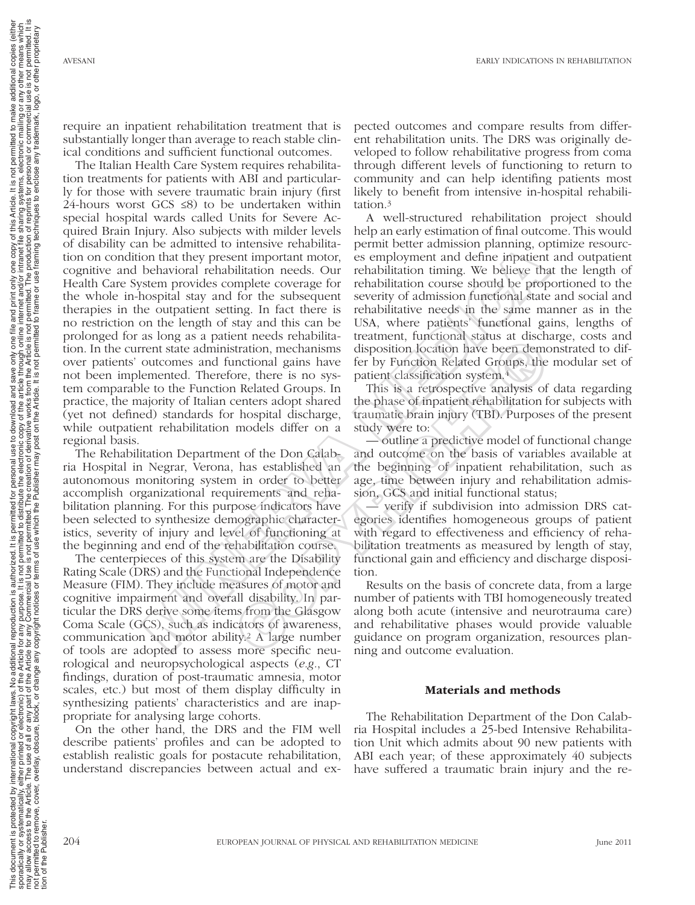require an inpatient rehabilitation treatment that is substantially longer than average to reach stable clinical conditions and sufficient functional outcomes.

The Italian Health Care System requires rehabilitation treatments for patients with ABI and particularly for those with severe traumatic brain injury (first 24-hours worst GCS ≤8) to be undertaken within special hospital wards called Units for Severe Acquired Brain Injury. Also subjects with milder levels of disability can be admitted to intensive rehabilitation on condition that they present important motor, cognitive and behavioral rehabilitation needs. Our Health Care System provides complete coverage for the whole in-hospital stay and for the subsequent therapies in the outpatient setting. In fact there is no restriction on the length of stay and this can be prolonged for as long as a patient needs rehabilitation. In the current state administration, mechanisms over patients' outcomes and functional gains have not been implemented. Therefore, there is no system comparable to the Function Related Groups. In practice, the majority of Italian centers adopt shared (yet not defined) standards for hospital discharge, while outpatient rehabilitation models differ on a regional basis.

The Rehabilitation Department of the Don Calabria Hospital in Negrar, Verona, has established an autonomous monitoring system in order to better accomplish organizational requirements and rehabilitation planning. For this purpose indicators have been selected to synthesize demographic characteristics, severity of injury and level of functioning at the beginning and end of the rehabilitation course.

The centerpieces of this system are the Disability Rating Scale (DRS) and the Functional Independence Measure (FIM). They include measures of motor and cognitive impairment and overall disability. In particular the DRS derive some items from the Glasgow Coma Scale (GCS), such as indicators of awareness, communication and motor ability.[2] A large number of tools are adopted to assess more specific neurological and neuropsychological aspects (*e.g.*, CT findings, duration of post-traumatic amnesia, motor scales, etc.) but most of them display difficulty in synthesizing patients' characteristics and are inappropriate for analysing large cohorts.

On the other hand, the DRS and the FIM well describe patients' profiles and can be adopted to establish realistic goals for postacute rehabilitation, understand discrepancies between actual and expected outcomes and compare results from different rehabilitation units. The DRS was originally developed to follow rehabilitative progress from coma through different levels of functioning to return to community and can help identifing patients most likely to benefit from intensive in-hospital rehabilitation.[3]

A well-structured rehabilitation project should help an early estimation of final outcome. This would permit better admission planning, optimize resources employment and define inpatient and outpatient rehabilitation timing. We believe that the length of rehabilitation course should be proportioned to the severity of admission functional state and social and rehabilitative needs in the same manner as in the USA, where patients' functional gains, lengths of treatment, functional status at discharge, costs and disposition location have been demonstrated to differ by Function Related Groups, the modular set of patient classification system.[4]

This is a retrospective analysis of data regarding the phase of inpatient rehabilitation for subjects with traumatic brain injury (TBI). Purposes of the present study were to:

— outline a predictive model of functional change and outcome on the basis of variables available at the beginning of inpatient rehabilitation, such as age, time between injury and rehabilitation admission, GCS and initial functional status;

— verify if subdivision into admission DRS categories identifies homogeneous groups of patient with regard to effectiveness and efficiency of rehabilitation treatments as measured by length of stay, functional gain and efficiency and discharge disposition.

Results on the basis of concrete data, from a large number of patients with TBI homogeneously treated along both acute (intensive and neurotrauma care) and rehabilitative phases would provide valuable guidance on program organization, resources planning and outcome evaluation.

## Materials and methods

The Rehabilitation Department of the Don Calabria Hospital includes a 25-bed Intensive Rehabilitation Unit which admits about 90 new patients with ABI each year; of these approximately 40 subjects have suffered a traumatic brain injury and the re-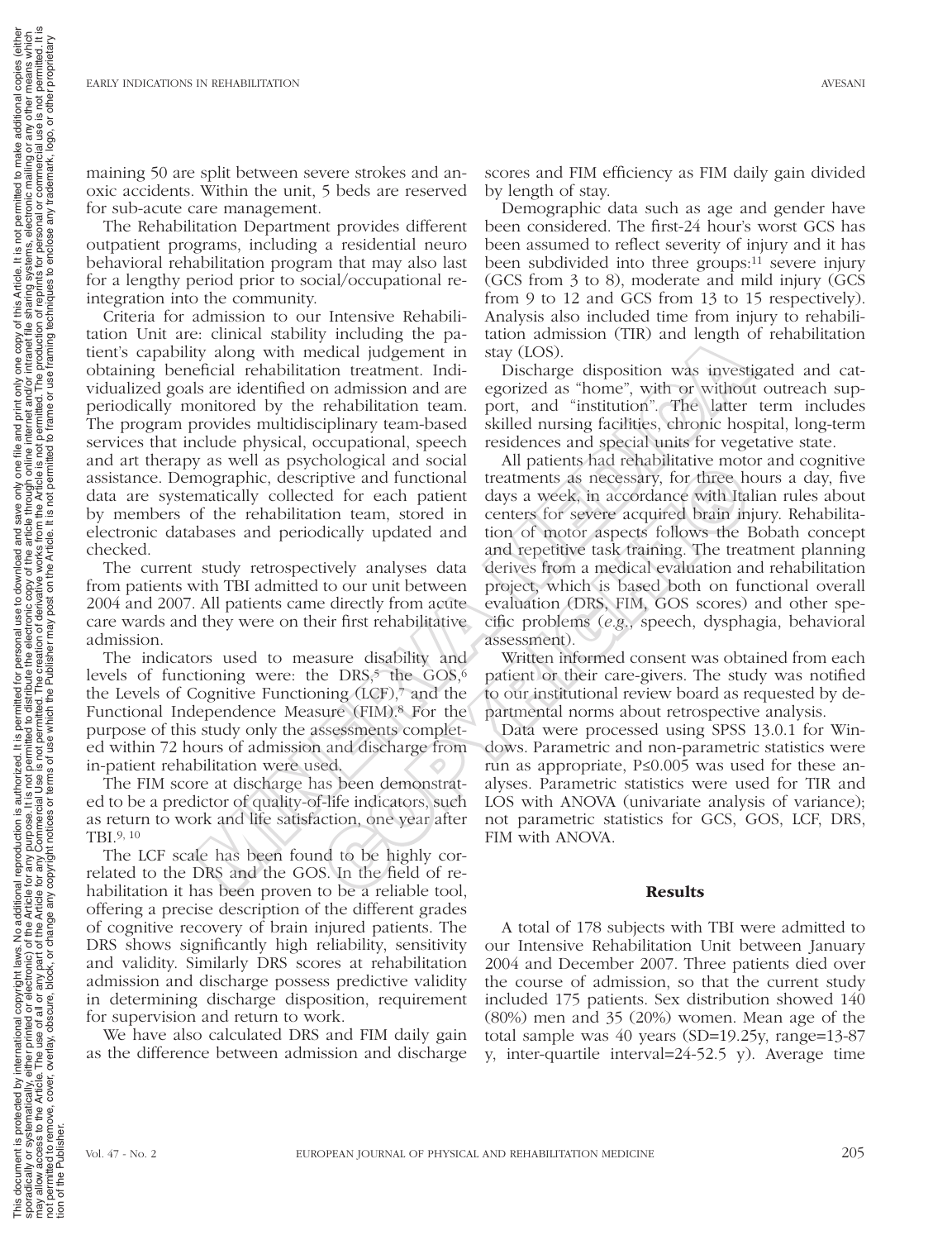maining 50 are split between severe strokes and anoxic accidents. Within the unit, 5 beds are reserved for sub-acute care management.

The Rehabilitation Department provides different outpatient programs, including a residential neuro behavioral rehabilitation program that may also last for a lengthy period prior to social/occupational reintegration into the community.

Criteria for admission to our Intensive Rehabilitation Unit are: clinical stability including the patient's capability along with medical judgement in obtaining beneficial rehabilitation treatment. Individualized goals are identified on admission and are periodically monitored by the rehabilitation team. The program provides multidisciplinary team-based services that include physical, occupational, speech and art therapy as well as psychological and social assistance. Demographic, descriptive and functional data are systematically collected for each patient by members of the rehabilitation team, stored in electronic databases and periodically updated and checked.

The current study retrospectively analyses data from patients with TBI admitted to our unit between 2004 and 2007. All patients came directly from acute care wards and they were on their first rehabilitative admission.

The indicators used to measure disability and levels of functioning were: the DRS,[5] the GOS,[6] the Levels of Cognitive Functioning (LCF),[7] and the Functional Independence Measure (FIM).[8] For the purpose of this study only the assessments completed within 72 hours of admission and discharge from in-patient rehabilitation were used.

The FIM score at discharge has been demonstrated to be a predictor of quality-of-life indicators, such as return to work and life satisfaction, one year after TBI.[9, 10]

The LCF scale has been found to be highly correlated to the DRS and the GOS. In the field of rehabilitation it has been proven to be a reliable tool, offering a precise description of the different grades of cognitive recovery of brain injured patients. The DRS shows significantly high reliability, sensitivity and validity. Similarly DRS scores at rehabilitation admission and discharge possess predictive validity in determining discharge disposition, requirement for supervision and return to work.

We have also calculated DRS and FIM daily gain as the difference between admission and discharge scores and FIM efficiency as FIM daily gain divided by length of stay.

Demographic data such as age and gender have been considered. The first-24 hour's worst GCS has been assumed to reflect severity of injury and it has been subdivided into three groups:[11] severe injury (GCS from 3 to 8), moderate and mild injury (GCS from 9 to 12 and GCS from 13 to 15 respectively). Analysis also included time from injury to rehabilitation admission (TIR) and length of rehabilitation stay (LOS).

Discharge disposition was investigated and categorized as "home", with or without outreach support, and "institution". The latter term includes skilled nursing facilities, chronic hospital, long-term residences and special units for vegetative state.

All patients had rehabilitative motor and cognitive treatments as necessary, for three hours a day, five days a week, in accordance with Italian rules about centers for severe acquired brain injury. Rehabilitation of motor aspects follows the Bobath concept and repetitive task training. The treatment planning derives from a medical evaluation and rehabilitation project, which is based both on functional overall evaluation (DRS, FIM, GOS scores) and other specific problems (*e.g.*, speech, dysphagia, behavioral assessment).

Written informed consent was obtained from each patient or their care-givers. The study was notified to our institutional review board as requested by departmental norms about retrospective analysis.

Data were processed using SPSS 13.0.1 for Windows. Parametric and non-parametric statistics were run as appropriate, $P \leq 0.005$ was used for these analyses. Parametric statistics were used for TIR and LOS with ANOVA (univariate analysis of variance); not parametric statistics for GCS, GOS, LCF, DRS, FIM with ANOVA.

## Results

A total of 178 subjects with TBI were admitted to our Intensive Rehabilitation Unit between January 2004 and December 2007. Three patients died over the course of admission, so that the current study included 175 patients. Sex distribution showed 140 (80%) men and 35 (20%) women. Mean age of the total sample was 40 years (SD=19.25y, range=13-87 y, inter-quartile interval=24-52.5 y). Average time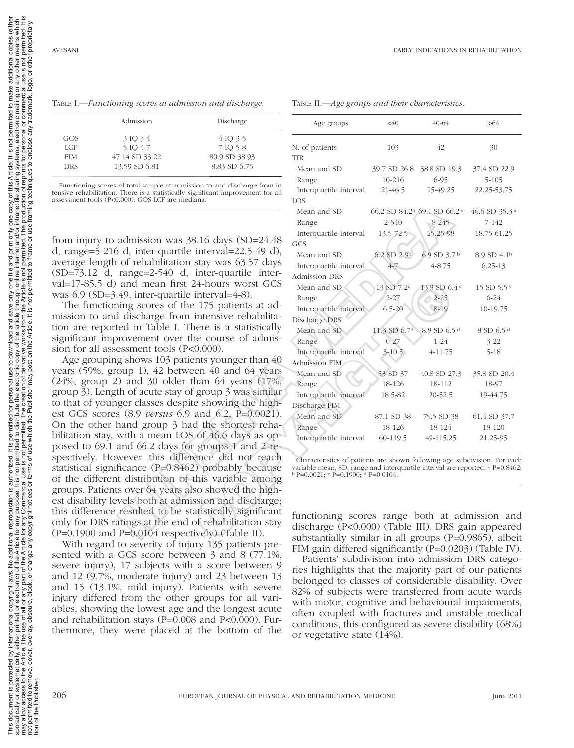Table I.—*Functioning scores at admission and discharge.*

| | Admission | Discharge |
|---|---|---|
| GOS | 3 IQ 3-4 | 4 IQ 3-5 |
| LCF | 5 IQ 4-7 | 7 IQ 5-8 |
| FIM | 47.14 SD 33.22 | 80.9 SD 38.93 |
| DRS | 13.59 SD 6.81 | 8.83 SD 6.75 |

Functioning scores of total sample at admission to and discharge from intensive rehabilitation. There is a statistically significant improvement for all assessment tools (P<0.000). GOS-LCF are mediana.

from injury to admission was 38.16 days (SD=24.48 d, range=5-216 d, inter-quartile interval=22.5-49 d), average length of rehabilitation stay was 63.57 days (SD=73.12 d, range=2-540 d, inter-quartile interval=17-85.5 d) and mean first 24-hours worst GCS was 6.9 (SD=3.49, inter-quartile interval=4-8).

The functioning scores of the 175 patients at admission to and discharge from intensive rehabilitation are reported in Table I. There is a statistically significant improvement over the course of admission for all assessment tools (P<0.000).

Age grouping shows 103 patients younger than 40 years (59%, group 1), 42 between 40 and 64 years (24%, group 2) and 30 older than 64 years (17%, group 3). Length of acute stay of group 3 was similar to that of younger classes despite showing the highest GCS scores (8.9 *versus* 6.9 and 6.2, P=0.0021). On the other hand group 3 had the shortest rehabilitation stay, with a mean LOS of 46.6 days as opposed to 69.1 and 66.2 days for groups 1 and 2 respectively. However, this difference did not reach statistical significance (P=0.8462) probably because of the different distribution of this variable among groups. Patients over 64 years also showed the highest disability levels both at admission and discharge; this difference resulted to be statistically significant only for DRS ratings at the end of rehabilitation stay (P=0.1900 and P=0.0104 respectively) (Table II).

With regard to severity of injury 135 patients presented with a GCS score between 3 and 8 (77.1%, severe injury), 17 subjects with a score between 9 and 12 (9.7%, moderate injury) and 23 between 13 and 15 (13.1%, mild injury). Patients with severe injury differed from the other groups for all variables, showing the lowest age and the longest acute and rehabilitation stays (P=0.008 and P<0.000). Furthermore, they were placed at the bottom of the

Table II.—*Age groups and their characteristics.*

| Age groups | <40 | 40-64 | >64 |
|---|---|---|---|
| N. of patients | 103 | 42 | 30 |
| TIR | | | |
| Mean and SD | 39.7 SD 26.8 | 38.8 SD 19.3 | 37.4 SD 22.9 |
| Range | 10-216 | 6-95 | 5-105 |
| Interquartile interval | 21-46.5 | 25-49.25 | 22.25-53.75 |
| LOS | | | |
| Mean and SD | 66.2 SD 84.2[a] | 69.1 SD 66.2[a] | 46.6 SD 35.3[a] |
| Range | 2-540 | 8-245 | 7-142 |
| Interquartile interval | 13.5-72.5 | 25.25-98 | 18.75-61.25 |
| GCS | | | |
| Mean and SD | 6.2 SD 2.9[b] | 6.9 SD 3.7[b] | 8.9 SD 4.1[b] |
| Interquartile interval | 4-7 | 4-8.75 | 6.25-13 |
| Admission DRS | | | |
| Mean and SD | 13 SD 7.2[c] | 13.8 SD 6.4[c] | 15 SD 5.5[c] |
| Range | 2-27 | 2-25 | 6-24 |
| Interquartile interval | 6.5-20 | 8-19 | 10-19.75 |
| Discharge DRS | | | |
| Mean and SD | 11.3 SD 6.7[d] | 8.9 SD 6.5[d] | 8 SD 6.5[d] |
| Range | 0-27 | 1-24 | 3-22 |
| Interquartile interval | 3-10.5 | 4-11.75 | 5-18 |
| Admission FIM | | | |
| Mean and SD | 53 SD 37 | 40.8 SD 27.3 | 35.8 SD 20.4 |
| Range | 18-126 | 18-112 | 18-97 |
| Interquartile interval | 18.5-82 | 20-52.5 | 19-44.75 |
| Discharge FIM | | | |
| Mean and SD | 87.1 SD 38 | 79.5 SD 38 | 61.4 SD 37.7 |
| Range | 18-126 | 18-124 | 18-120 |
| Interquartile interval | 60-119.5 | 49-115.25 | 21.25-95 |

Characteristics of patients are shown following age subdivision. For each variable mean, SD, range and interquartile interval are reported. [a] P=0.8462; [b] P=0.0021; [c] P=0.1900; [d] P=0.0104.

functioning scores range both at admission and discharge (P<0.000) (Table III). DRS gain appeared substantially similar in all groups (P=0.9865), albeit FIM gain differed significantly (P=0.0203) (Table IV).

Patients' subdivision into admission DRS categories highlights that the majority part of our patients belonged to classes of considerable disability. Over 82% of subjects were transferred from acute wards with motor, cognitive and behavioural impairments, often coupled with fractures and unstable medical conditions, this configured as severe disability (68%) or vegetative state (14%).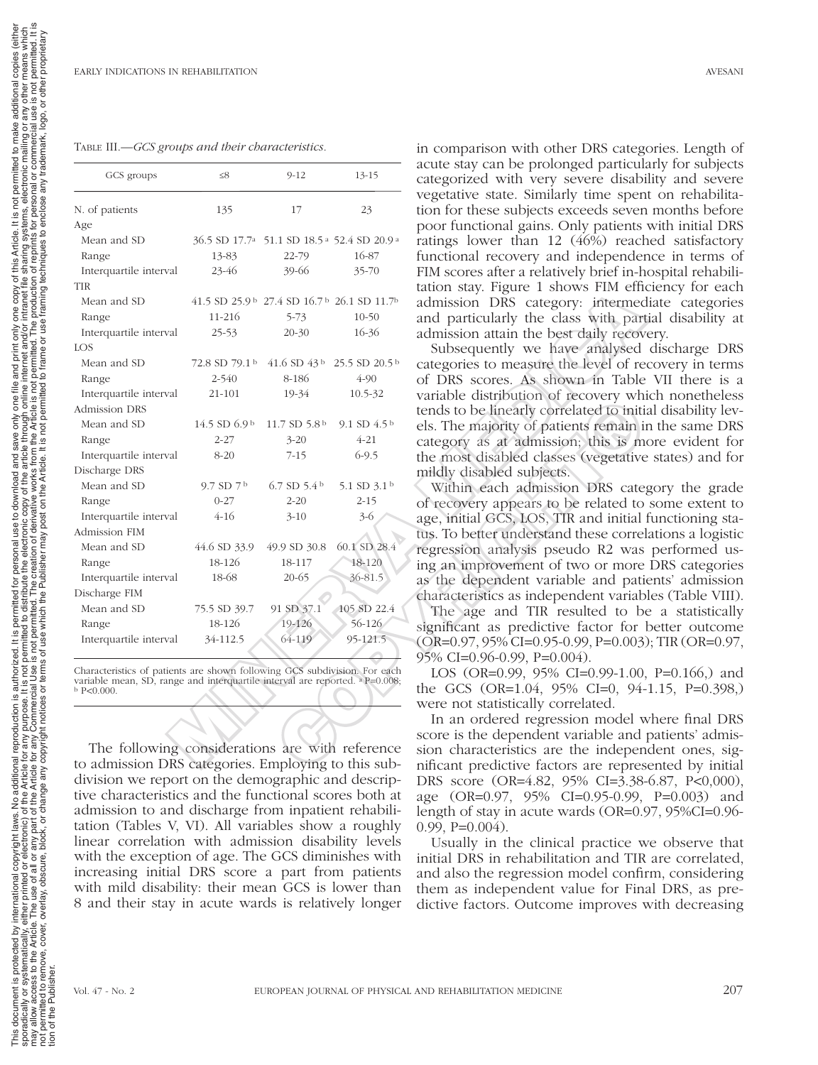Table III.—*GCS groups and their characteristics.*

| GCS groups | ≤8 | 9-12 | 13-15 |
|---|---|---|---|
| N. of patients | 135 | 17 | 23 |
| Age | | | |
| Mean and SD | 36.5 SD 17.7[a] | 51.1 SD 18.5[a] | 52.4 SD 20.9[a] |
| Range | 13-83 | 22-79 | 16-87 |
| Interquartile interval | 23-46 | 39-66 | 35-70 |
| TIR | | | |
| Mean and SD | 41.5 SD 25.9[b] | 27.4 SD 16.7[b] | 26.1 SD 11.7[b] |
| Range | 11-216 | 5-73 | 10-50 |
| Interquartile interval | 25-53 | 20-30 | 16-36 |
| LOS | | | |
| Mean and SD | 72.8 SD 79.1[b] | 41.6 SD 43[b] | 25.5 SD 20.5[b] |
| Range | 2-540 | 8-186 | 4-90 |
| Interquartile interval | 21-101 | 19-34 | 10.5-32 |
| Admission DRS | | | |
| Mean and SD | 14.5 SD 6.9[b] | 11.7 SD 5.8[b] | 9.1 SD 4.5[b] |
| Range | 2-27 | 3-20 | 4-21 |
| Interquartile interval | 8-20 | 7-15 | 6-9.5 |
| Discharge DRS | | | |
| Mean and SD | 9.7 SD 7[b] | 6.7 SD 5.4[b] | 5.1 SD 3.1[b] |
| Range | 0-27 | 2-20 | 2-15 |
| Interquartile interval | 4-16 | 3-10 | 3-6 |
| Admission FIM | | | |
| Mean and SD | 44.6 SD 33.9 | 49.9 SD 30.8 | 60.1 SD 28.4 |
| Range | 18-126 | 18-117 | 18-120 |
| Interquartile interval | 18-68 | 20-65 | 36-81.5 |
| Discharge FIM | | | |
| Mean and SD | 75.5 SD 39.7 | 91 SD 37.1 | 105 SD 22.4 |
| Range | 18-126 | 19-126 | 56-126 |
| Interquartile interval | 34-112.5 | 64-119 | 95-121.5 |

Characteristics of patients are shown following GCS subdivision. For each variable mean, SD, range and interquartile interval are reported. [a] P=0.008; [b] P<0.000.

The following considerations are with reference to admission DRS categories. Employing to this subdivision we report on the demographic and descriptive characteristics and the functional scores both at admission to and discharge from inpatient rehabilitation (Tables V, VI). All variables show a roughly linear correlation with admission disability levels with the exception of age. The GCS diminishes with increasing initial DRS score a part from patients with mild disability: their mean GCS is lower than 8 and their stay in acute wards is relatively longer in comparison with other DRS categories. Length of acute stay can be prolonged particularly for subjects categorized with very severe disability and severe vegetative state. Similarly time spent on rehabilitation for these subjects exceeds seven months before poor functional gains. Only patients with initial DRS ratings lower than 12 (46%) reached satisfactory functional recovery and independence in terms of FIM scores after a relatively brief in-hospital rehabilitation stay. Figure 1 shows FIM efficiency for each admission DRS category: intermediate categories and particularly the class with partial disability at admission attain the best daily recovery.

Subsequently we have analysed discharge DRS categories to measure the level of recovery in terms of DRS scores. As shown in Table VII there is a variable distribution of recovery which nonetheless tends to be linearly correlated to initial disability levels. The majority of patients remain in the same DRS category as at admission; this is more evident for the most disabled classes (vegetative states) and for mildly disabled subjects.

Within each admission DRS category the grade of recovery appears to be related to some extent to age, initial GCS, LOS, TIR and initial functioning status. To better understand these correlations a logistic regression analysis pseudo R2 was performed using an improvement of two or more DRS categories as the dependent variable and patients' admission characteristics as independent variables (Table VIII).

The age and TIR resulted to be a statistically significant as predictive factor for better outcome (OR=0.97, 95% CI=0.95-0.99, P=0.003); TIR (OR=0.97, 95% CI=0.96-0.99, P=0.004).

LOS (OR=0.99, 95% CI=0.99-1.00, P=0.166,) and the GCS (OR=1.04, 95% CI=0, 94-1.15, P=0.398,) were not statistically correlated.

In an ordered regression model where final DRS score is the dependent variable and patients' admission characteristics are the independent ones, significant predictive factors are represented by initial DRS score (OR=4.82, 95% CI=3.38-6.87, P<0,000), age (OR=0.97, 95% CI=0.95-0.99, P=0.003) and length of stay in acute wards (OR=0.97, 95%CI=0.96-0.99, P=0.004).

Usually in the clinical practice we observe that initial DRS in rehabilitation and TIR are correlated, and also the regression model confirm, considering them as independent value for Final DRS, as predictive factors. Outcome improves with decreasing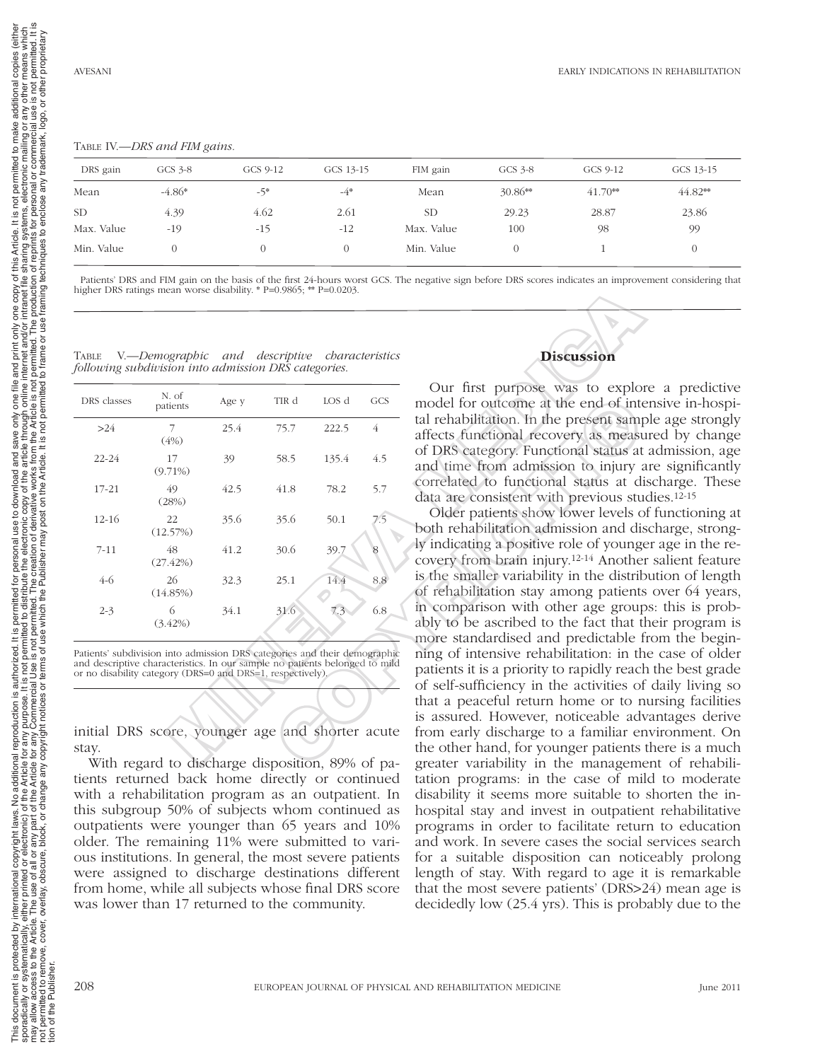TABLE IV.—*DRS and FIM gains.*

| DRS gain | GCS 3-8 | GCS 9-12 | GCS 13-15 | FIM gain | GCS 3-8 | GCS 9-12 | GCS 13-15 |
|---|---|---|---|---|---|---|---|
| Mean | -4.86* | -5* | -4* | Mean | 30.86** | 41.70** | 44.82** |
| SD | 4.39 | 4.62 | 2.61 | SD | 29.23 | 28.87 | 23.86 |
| Max. Value | -19 | -15 | -12 | Max. Value | 100 | 98 | 99 |
| Min. Value | 0 | 0 | 0 | Min. Value | 0 | 1 | 0 |

Patients' DRS and FIM gain on the basis of the first 24-hours worst GCS. The negative sign before DRS scores indicates an improvement considering that higher DRS ratings mean worse disability. * P=0.9865; ** P=0.0203.

TABLE V.—*Demographic and descriptive characteristics following subdivision into admission DRS categories.*

| DRS classes | N. of patients | Age y | TIR d | LOS d | GCS |
|---|---|---|---|---|---|
| >24 | 7 (4%) | 25.4 | 75.7 | 222.5 | 4 |
| 22-24 | 17 (9.71%) | 39 | 58.5 | 135.4 | 4.5 |
| 17-21 | 49 (28%) | 42.5 | 41.8 | 78.2 | 5.7 |
| 12-16 | 22 (12.57%) | 35.6 | 35.6 | 50.1 | 7.5 |
| 7-11 | 48 (27.42%) | 41.2 | 30.6 | 39.7 | 8 |
| 4-6 | 26 (14.85%) | 32.3 | 25.1 | 14.4 | 8.8 |
| 2-3 | 6 (3.42%) | 34.1 | 31.6 | 7.3 | 6.8 |

Patients' subdivision into admission DRS categories and their demographic and descriptive characteristics. In our sample no patients belonged to mild or no disability category (DRS=0 and DRS=1, respectively).

initial DRS score, younger age and shorter acute stay.

With regard to discharge disposition, 89% of patients returned back home directly or continued with a rehabilitation program as an outpatient. In this subgroup 50% of subjects whom continued as outpatients were younger than 65 years and 10% older. The remaining 11% were submitted to various institutions. In general, the most severe patients were assigned to discharge destinations different from home, while all subjects whose final DRS score was lower than 17 returned to the community.

## Discussion

Our first purpose was to explore a predictive model for outcome at the end of intensive in-hospital rehabilitation. In the present sample age strongly affects functional recovery as measured by change of DRS category. Functional status at admission, age and time from admission to injury are significantly correlated to functional status at discharge. These data are consistent with previous studies.[12-15]

Older patients show lower levels of functioning at both rehabilitation admission and discharge, strongly indicating a positive role of younger age in the recovery from brain injury.[12-14] Another salient feature is the smaller variability in the distribution of length of rehabilitation stay among patients over 64 years, in comparison with other age groups: this is probably to be ascribed to the fact that their program is more standardised and predictable from the beginning of intensive rehabilitation: in the case of older patients it is a priority to rapidly reach the best grade of self-sufficiency in the activities of daily living so that a peaceful return home or to nursing facilities is assured. However, noticeable advantages derive from early discharge to a familiar environment. On the other hand, for younger patients there is a much greater variability in the management of rehabilitation programs: in the case of mild to moderate disability it seems more suitable to shorten the in-hospital stay and invest in outpatient rehabilitative programs in order to facilitate return to education and work. In severe cases the social services search for a suitable disposition can noticeably prolong length of stay. With regard to age it is remarkable that the most severe patients' (DRS>24) mean age is decidedly low (25.4 yrs). This is probably due to the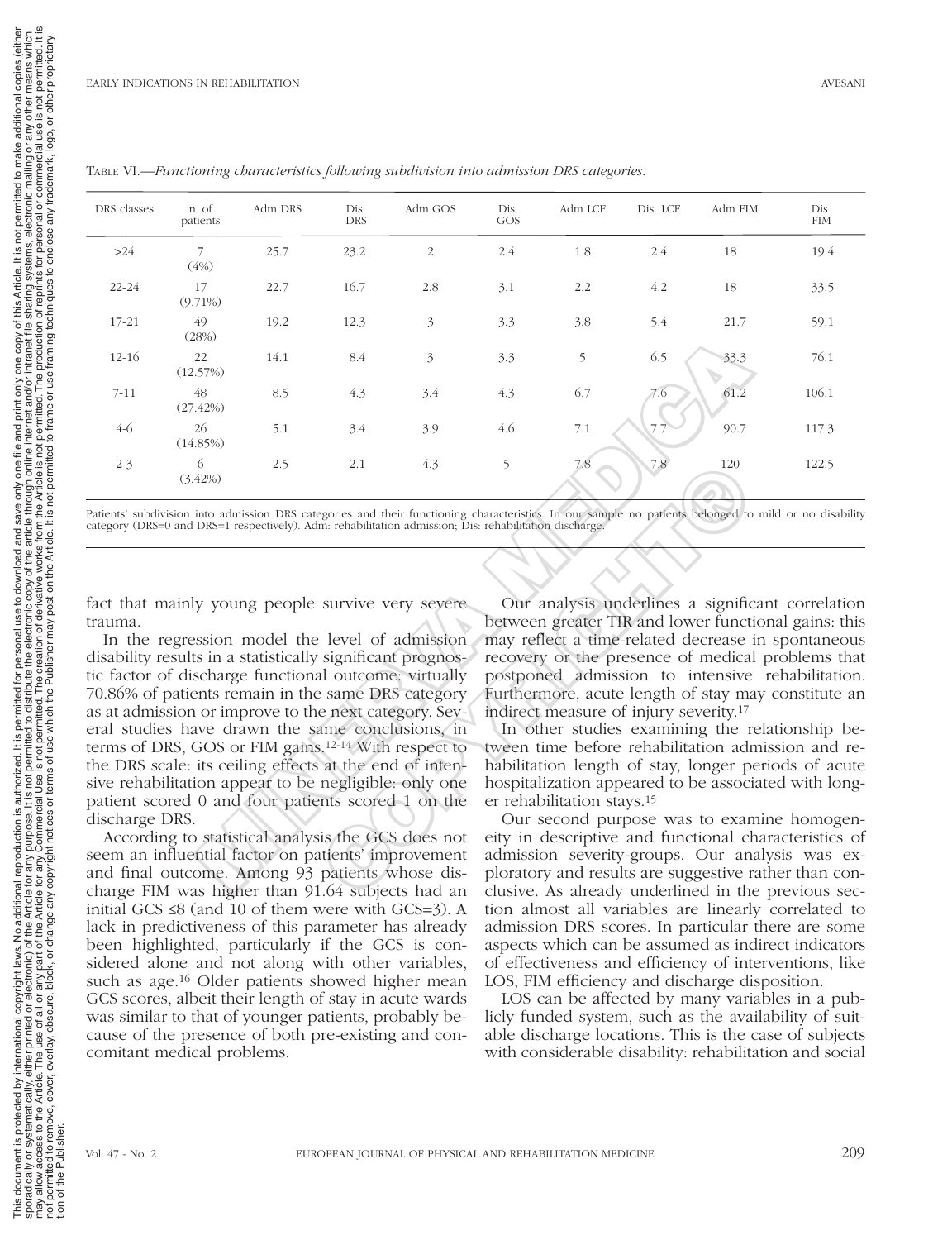Table VI.—*Functioning characteristics following subdivision into admission DRS categories.*

| DRS classes | n. of patients | Adm DRS | Dis DRS | Adm GOS | Dis GOS | Adm LCF | Dis LCF | Adm FIM | Dis FIM |
|---|---|---|---|---|---|---|---|---|---|
| >24 | 7 (4%) | 25.7 | 23.2 | 2 | 2.4 | 1.8 | 2.4 | 18 | 19.4 |
| 22-24 | 17 (9.71%) | 22.7 | 16.7 | 2.8 | 3.1 | 2.2 | 4.2 | 18 | 33.5 |
| 17-21 | 49 (28%) | 19.2 | 12.3 | 3 | 3.3 | 3.8 | 5.4 | 21.7 | 59.1 |
| 12-16 | 22 (12.57%) | 14.1 | 8.4 | 3 | 3.3 | 5 | 6.5 | 33.3 | 76.1 |
| 7-11 | 48 (27.42%) | 8.5 | 4.3 | 3.4 | 4.3 | 6.7 | 7.6 | 61.2 | 106.1 |
| 4-6 | 26 (14.85%) | 5.1 | 3.4 | 3.9 | 4.6 | 7.1 | 7.7 | 90.7 | 117.3 |
| 2-3 | 6 (3.42%) | 2.5 | 2.1 | 4.3 | 5 | 7.8 | 7.8 | 120 | 122.5 |

Patients' subdivision into admission DRS categories and their functioning characteristics. In our sample no patients belonged to mild or no disability category (DRS=0 and DRS=1 respectively). Adm: rehabilitation admission; Dis: rehabilitation discharge.

fact that mainly young people survive very severe trauma.

In the regression model the level of admission disability results in a statistically significant prognostic factor of discharge functional outcome: virtually 70.86% of patients remain in the same DRS category as at admission or improve to the next category. Several studies have drawn the same conclusions, in terms of DRS, GOS or FIM gains.[12-14] With respect to the DRS scale: its ceiling effects at the end of intensive rehabilitation appear to be negligible: only one patient scored 0 and four patients scored 1 on the discharge DRS.

According to statistical analysis the GCS does not seem an influential factor on patients' improvement and final outcome. Among 93 patients whose discharge FIM was higher than 91.64 subjects had an initial GCS ≤8 (and 10 of them were with GCS=3). A lack in predictiveness of this parameter has already been highlighted, particularly if the GCS is considered alone and not along with other variables, such as age.[16] Older patients showed higher mean GCS scores, albeit their length of stay in acute wards was similar to that of younger patients, probably because of the presence of both pre-existing and concomitant medical problems.

Our analysis underlines a significant correlation between greater TIR and lower functional gains: this may reflect a time-related decrease in spontaneous recovery or the presence of medical problems that postponed admission to intensive rehabilitation. Furthermore, acute length of stay may constitute an indirect measure of injury severity.[17]

In other studies examining the relationship between time before rehabilitation admission and rehabilitation length of stay, longer periods of acute hospitalization appeared to be associated with longer rehabilitation stays.[15]

Our second purpose was to examine homogeneity in descriptive and functional characteristics of admission severity-groups. Our analysis was exploratory and results are suggestive rather than conclusive. As already underlined in the previous section almost all variables are linearly correlated to admission DRS scores. In particular there are some aspects which can be assumed as indirect indicators of effectiveness and efficiency of interventions, like LOS, FIM efficiency and discharge disposition.

LOS can be affected by many variables in a publicly funded system, such as the availability of suitable discharge locations. This is the case of subjects with considerable disability: rehabilitation and social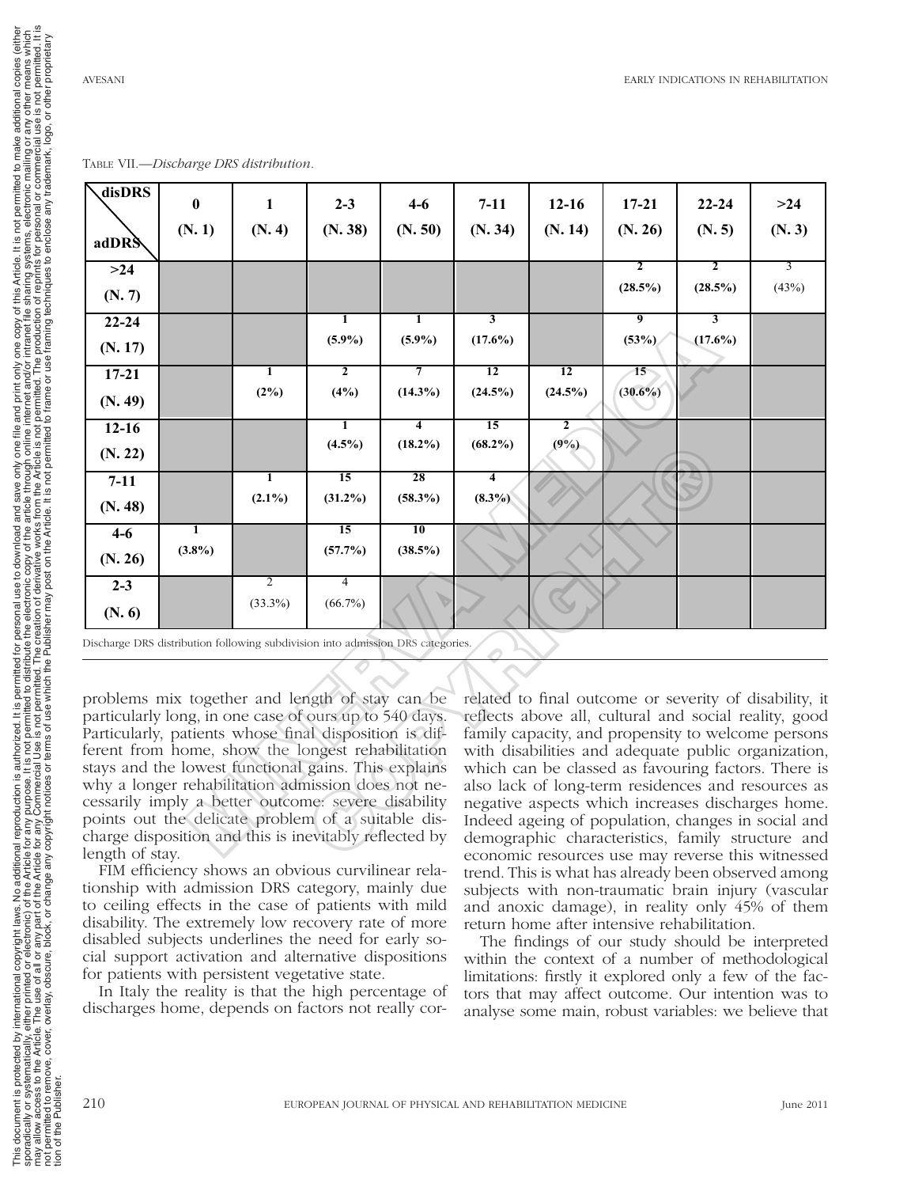Table VII.—*Discharge DRS distribution.*

| disDRS / adDRS | 0 (N. 1) | 1 (N. 4) | 2-3 (N. 38) | 4-6 (N. 50) | 7-11 (N. 34) | 12-16 (N. 14) | 17-21 (N. 26) | 22-24 (N. 5) | >24 (N. 3) |
|---|---|---|---|---|---|---|---|---|---|
| >24 (N. 7) | | | | | | | 2 (28.5%) | 2 (28.5%) | 3 (43%) |
| 22-24 (N. 17) | | | 1 (5.9%) | 1 (5.9%) | 3 (17.6%) | | 9 (53%) | 3 (17.6%) | |
| 17-21 (N. 49) | | 1 (2%) | 2 (4%) | 7 (14.3%) | 12 (24.5%) | 12 (24.5%) | 15 (30.6%) | | |
| 12-16 (N. 22) | | | 1 (4.5%) | 4 (18.2%) | 15 (68.2%) | 2 (9%) | | | |
| 7-11 (N. 48) | | 1 (2.1%) | 15 (31.2%) | 28 (58.3%) | 4 (8.3%) | | | | |
| 4-6 (N. 26) | 1 (3.8%) | | 15 (57.7%) | 10 (38.5%) | | | | | |
| 2-3 (N. 6) | | 2 (33.3%) | 4 (66.7%) | | | | | | |

Discharge DRS distribution following subdivision into admission DRS categories.

problems mix together and length of stay can be particularly long, in one case of ours up to 540 days. Particularly, patients whose final disposition is different from home, show the longest rehabilitation stays and the lowest functional gains. This explains why a longer rehabilitation admission does not necessarily imply a better outcome: severe disability points out the delicate problem of a suitable discharge disposition and this is inevitably reflected by length of stay.

FIM efficiency shows an obvious curvilinear relationship with admission DRS category, mainly due to ceiling effects in the case of patients with mild disability. The extremely low recovery rate of more disabled subjects underlines the need for early social support activation and alternative dispositions for patients with persistent vegetative state.

In Italy the reality is that the high percentage of discharges home, depends on factors not really correlated to final outcome or severity of disability, it reflects above all, cultural and social reality, good family capacity, and propensity to welcome persons with disabilities and adequate public organization, which can be classed as favouring factors. There is also lack of long-term residences and resources as negative aspects which increases discharges home. Indeed ageing of population, changes in social and demographic characteristics, family structure and economic resources use may reverse this witnessed trend. This is what has already been observed among subjects with non-traumatic brain injury (vascular and anoxic damage), in reality only 45% of them return home after intensive rehabilitation.

The findings of our study should be interpreted within the context of a number of methodological limitations: firstly it explored only a few of the factors that may affect outcome. Our intention was to analyse some main, robust variables: we believe that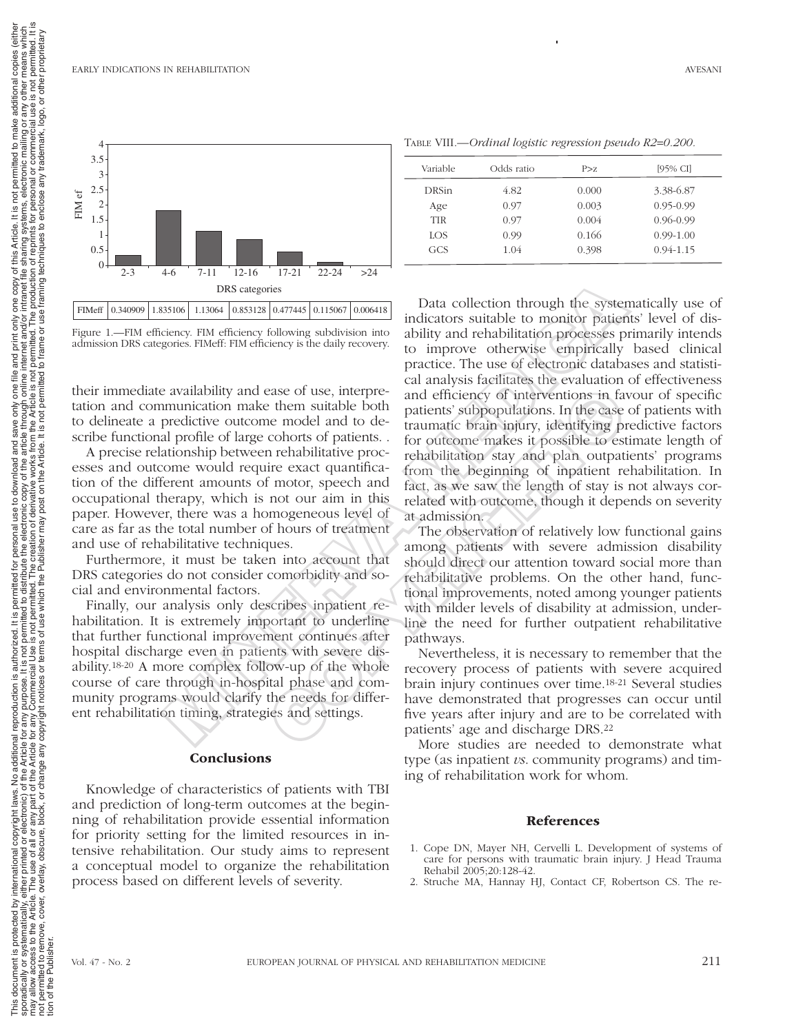Figure 1 (bar chart): FIM efficiency by admission DRS category.

| | 2-3 | 4-6 | 7-11 | 12-16 | 17-21 | 22-24 | >24 |
|---|---|---|---|---|---|---|---|
| FIMeff | 0.340909 | 1.835106 | 1.13064 | 0.853128 | 0.477445 | 0.115067 | 0.006418 |

Figure 1.—FIM efficiency. FIM efficiency following subdivision into admission DRS categories. FIMeff: FIM efficiency is the daily recovery.

their immediate availability and ease of use, interpretation and communication make them suitable both to delineate a predictive outcome model and to describe functional profile of large cohorts of patients. .

A precise relationship between rehabilitative processes and outcome would require exact quantification of the different amounts of motor, speech and occupational therapy, which is not our aim in this paper. However, there was a homogeneous level of care as far as the total number of hours of treatment and use of rehabilitative techniques.

Furthermore, it must be taken into account that DRS categories do not consider comorbidity and social and environmental factors.

Finally, our analysis only describes inpatient rehabilitation. It is extremely important to underline that further functional improvement continues after hospital discharge even in patients with severe disability.[18-20] A more complex follow-up of the whole course of care through in-hospital phase and community programs would clarify the needs for different rehabilitation timing, strategies and settings.

## Conclusions

Knowledge of characteristics of patients with TBI and prediction of long-term outcomes at the beginning of rehabilitation provide essential information for priority setting for the limited resources in intensive rehabilitation. Our study aims to represent a conceptual model to organize the rehabilitation process based on different levels of severity.

Table VIII.—*Ordinal logistic regression pseudo R2=0.200.*

| Variable | Odds ratio | P>z | [95% CI] |
|---|---|---|---|
| DRSin | 4.82 | 0.000 | 3.38-6.87 |
| Age | 0.97 | 0.003 | 0.95-0.99 |
| TIR | 0.97 | 0.004 | 0.96-0.99 |
| LOS | 0.99 | 0.166 | 0.99-1.00 |
| GCS | 1.04 | 0.398 | 0.94-1.15 |

Data collection through the systematically use of indicators suitable to monitor patients' level of disability and rehabilitation processes primarily intends to improve otherwise empirically based clinical practice. The use of electronic databases and statistical analysis facilitates the evaluation of effectiveness and efficiency of interventions in favour of specific patients' subpopulations. In the case of patients with traumatic brain injury, identifying predictive factors for outcome makes it possible to estimate length of rehabilitation stay and plan outpatients' programs from the beginning of inpatient rehabilitation. In fact, as we saw the length of stay is not always correlated with outcome, though it depends on severity at admission.

The observation of relatively low functional gains among patients with severe admission disability should direct our attention toward social more than rehabilitative problems. On the other hand, functional improvements, noted among younger patients with milder levels of disability at admission, underline the need for further outpatient rehabilitative pathways.

Nevertheless, it is necessary to remember that the recovery process of patients with severe acquired brain injury continues over time.[18-21] Several studies have demonstrated that progresses can occur until five years after injury and are to be correlated with patients' age and discharge DRS.[22]

More studies are needed to demonstrate what type (as inpatient *vs.* community programs) and timing of rehabilitation work for whom.

## References

1. Cope DN, Mayer NH, Cervelli L. Development of systems of care for persons with traumatic brain injury. J Head Trauma Rehabil 2005;20:128-42.
2. Struche MA, Hannay HJ, Contact CF, Robertson CS. The re-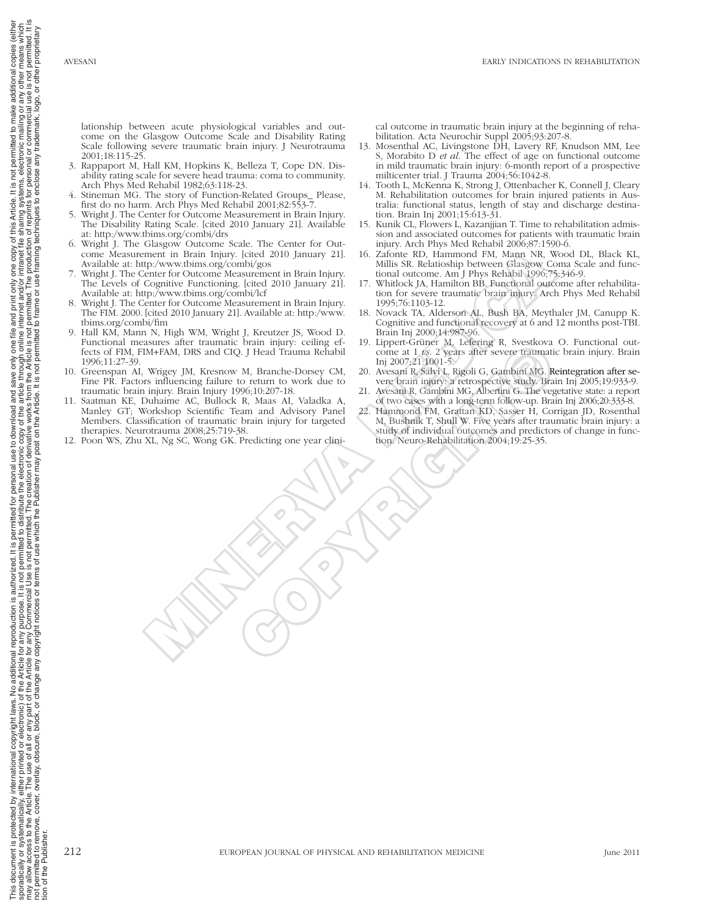lationship between acute physiological variables and outcome on the Glasgow Outcome Scale and Disability Rating Scale following severe traumatic brain injury. J Neurotrauma 2001;18:115-25.

3. Rappaport M, Hall KM, Hopkins K, Belleza T, Cope DN. Disability rating scale for severe head trauma: coma to community. Arch Phys Med Rehabil 1982;63:118-23.
4. Stineman MG. The story of Function-Related Groups_ Please, first do no harm. Arch Phys Med Rehabil 2001;82:553-7.
5. Wright J. The Center for Outcome Measurement in Brain Injury. The Disability Rating Scale. [cited 2010 January 21]. Available at: http:/www.tbims.org/combi/drs
6. Wright J. The Glasgow Outcome Scale. The Center for Outcome Measurement in Brain Injury. [cited 2010 January 21]. Available at: http:/www.tbims.org/combi/gos
7. Wright J. The Center for Outcome Measurement in Brain Injury. The Levels of Cognitive Functioning. [cited 2010 January 21]. Available at: http:/www.tbims.org/combi/lcf
8. Wright J. The Center for Outcome Measurement in Brain Injury. The FIM. 2000. [cited 2010 January 21]. Available at: http:/www.tbims.org/combi/fim
9. Hall KM, Mann N, High WM, Wright J, Kreutzer JS, Wood D. Functional measures after traumatic brain injury: ceiling effects of FIM, FIM+FAM, DRS and CIQ. J Head Trauma Rehabil 1996;11:27-39.
10. Greenspan AI, Wrigey JM, Kresnow M, Branche-Dorsey CM, Fine PR. Factors influencing failure to return to work due to traumatic brain injury. Brain Injury 1996;10:207-18.
11. Saatman KE, Duhaime AC, Bullock R, Maas AI, Valadka A, Manley GT; Workshop Scientific Team and Advisory Panel Members. Classification of traumatic brain injury for targeted therapies. Neurotrauma 2008;25:719-38.
12. Poon WS, Zhu XL, Ng SC, Wong GK. Predicting one year clinical outcome in traumatic brain injury at the beginning of rehabilitation. Acta Neurochir Suppl 2005;93:207-8.
13. Mosenthal AC, Livingstone DH, Lavery RF, Knudson MM, Lee S, Morabito D *et al.* The effect of age on functional outcome in mild traumatic brain injury: 6-month report of a prospective milticenter trial. J Trauma 2004;56:1042-8.
14. Tooth L, McKenna K, Strong J, Ottenbacher K, Connell J, Cleary M. Rehabilitation outcomes for brain injured patients in Australia: functional status, length of stay and discharge destination. Brain Inj 2001;15:613-31.
15. Kunik CL, Flowers L, Kazanjjian T. Time to rehabilitation admission and associated outcomes for patients with traumatic brain injury. Arch Phys Med Rehabil 2006;87:1590-6.
16. Zafonte RD, Hammond FM, Mann NR, Wood DL, Black KL, Millis SR. Relatioship between Glasgow Coma Scale and functional outcome. Am J Phys Rehabil 1996;75:346-9.
17. Whitlock JA, Hamilton BB. Functional outcome after rehabilitation for severe traumatic brain injury. Arch Phys Med Rehabil 1995;76:1103-12.
18. Novack TA, Alderson AL, Bush BA, Meythaler JM, Canupp K. Cognitive and functional recovery at 6 and 12 months post-TBI. Brain Inj 2000;14:987-96.
19. Lippert-Grüner M, Lefering R, Svestkova O. Functional outcome at 1 *vs.* 2 years after severe traumatic brain injury. Brain Inj 2007;21:1001-5.
20. Avesani R, Salvi L, Rigoli G, Gambini MG. Reintegration after severe brain injury: a retrospective study. Brain Inj 2005;19:933-9.
21. Avesani R, Gambini MG, Albertini G. The vegetative state: a report of two cases with a long-term follow-up. Brain Inj 2006;20:333-8.
22. Hammond FM, Grattan KD, Sasser H, Corrigan JD, Rosenthal M, Bushnik T, Shull W. Five years after traumatic brain injury: a study of individual outcomes and predictors of change in function. Neuro-Rehabilitation 2004;19:25-35.